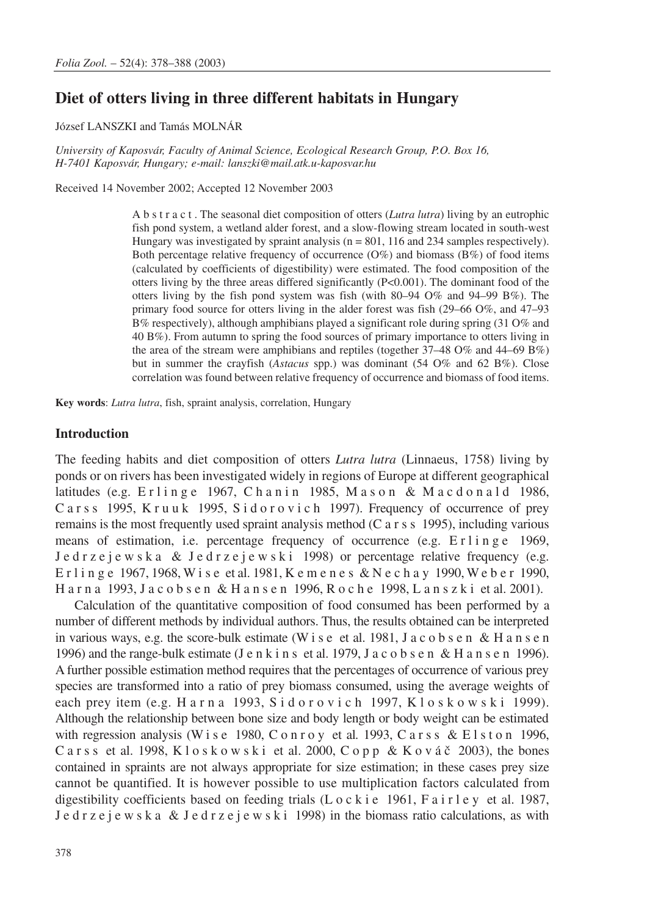# Diet of otters living in three different habitats in Hungary

József LANSZKI and Tamás MOLNÁR

*University of Kaposvár, Faculty of Animal Science, Ecological Research Group, P.O. Box 16, H-7401 Kaposvár, Hungary; e-mail: lanszki@mail.atk.u-kaposvar.hu*

Received 14 November 2002; Accepted 12 November 2003

**Abstract**. The seasonal diet composition of otters (*Lutra lutra*) living by an eutrophic fish pond system, a wetland alder forest, and a slow-flowing stream located in south-west Hungary was investigated by spraint analysis (n = 801, 116 and 234 samples respectively). Both percentage relative frequency of occurrence (O%) and biomass (B%) of food items (calculated by coefficients of digestibility) were estimated. The food composition of the otters living by the three areas differed significantly ($P<0.001$). The dominant food of the otters living by the fish pond system was fish (with 80–94 O% and 94–99 B%). The primary food source for otters living in the alder forest was fish (29–66 O%, and 47–93 B% respectively), although amphibians played a significant role during spring (31 O% and 40 B%). From autumn to spring the food sources of primary importance to otters living in the area of the stream were amphibians and reptiles (together 37–48 O% and 44–69 B%) but in summer the crayfish (*Astacus* spp.) was dominant (54 O% and 62 B%). Close correlation was found between relative frequency of occurrence and biomass of food items.

**Key words**: *Lutra lutra*, fish, spraint analysis, correlation, Hungary

## Introduction

The feeding habits and diet composition of otters *Lutra lutra* (Linnaeus, 1758) living by ponds or on rivers has been investigated widely in regions of Europe at different geographical latitudes (e.g. Erlinge 1967, Chanin 1985, Mason & Macdonald 1986, Carss 1995, Kruuk 1995, Sidorovich 1997). Frequency of occurrence of prey remains is the most frequently used spraint analysis method (Carss 1995), including various means of estimation, i.e. percentage frequency of occurrence (e.g. Erlinge 1969, Jedrzejewska & Jedrzejewski 1998) or percentage relative frequency (e.g. Erlinge 1967, 1968, Wise et al. 1981, Kemenes & Nechay 1990, Weber 1990, Harna 1993, Jacobsen & Hansen 1996, Roche 1998, Lanszki et al. 2001).

Calculation of the quantitative composition of food consumed has been performed by a number of different methods by individual authors. Thus, the results obtained can be interpreted in various ways, e.g. the score-bulk estimate (Wise et al. 1981, Jacobsen & Hansen 1996) and the range-bulk estimate (Jenkins et al. 1979, Jacobsen & Hansen 1996). A further possible estimation method requires that the percentages of occurrence of various prey species are transformed into a ratio of prey biomass consumed, using the average weights of each prey item (e.g. Harna 1993, Sidorovich 1997, Kloskowski 1999). Although the relationship between bone size and body length or body weight can be estimated with regression analysis (Wise 1980, Conroy et al. 1993, Carss & Elston 1996, Carss et al. 1998, Kloskowski et al. 2000, Copp & Kováč 2003), the bones contained in spraints are not always appropriate for size estimation; in these cases prey size cannot be quantified. It is however possible to use multiplication factors calculated from digestibility coefficients based on feeding trials (Lockie 1961, Fairley et al. 1987, Jedrzejewska & Jedrzejewski 1998) in the biomass ratio calculations, as with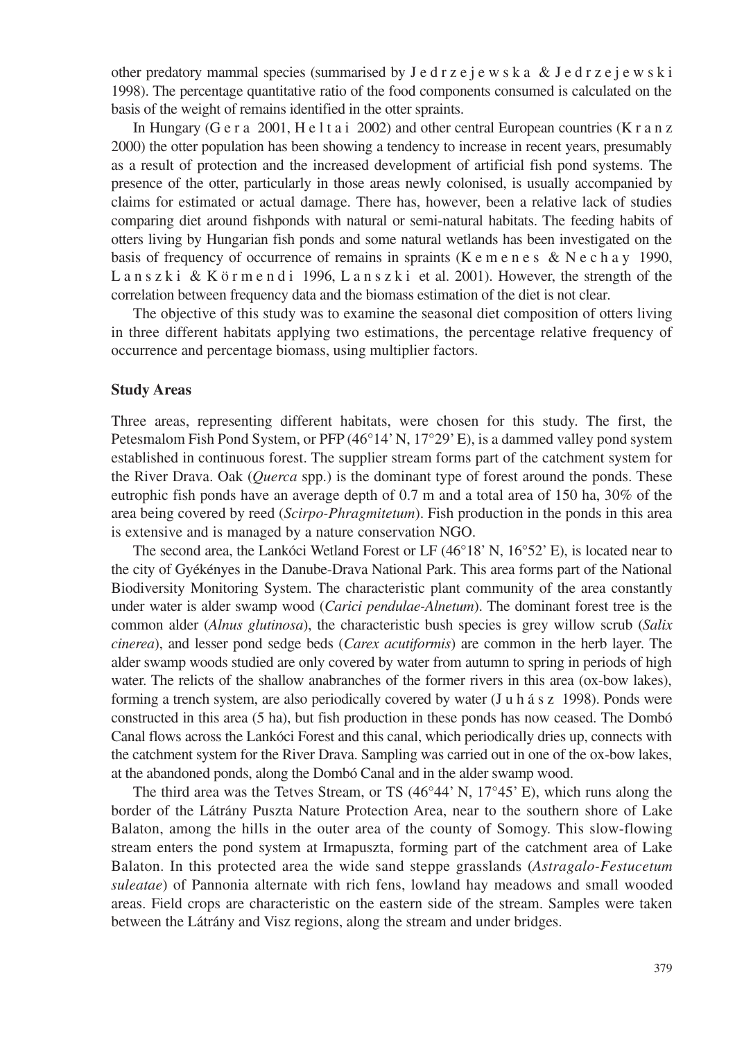other predatory mammal species (summarised by Jedrzejewska & Jedrzejewski 1998). The percentage quantitative ratio of the food components consumed is calculated on the basis of the weight of remains identified in the otter spraints.

In Hungary (Gera 2001, Heltai 2002) and other central European countries (Kranz 2000) the otter population has been showing a tendency to increase in recent years, presumably as a result of protection and the increased development of artificial fish pond systems. The presence of the otter, particularly in those areas newly colonised, is usually accompanied by claims for estimated or actual damage. There has, however, been a relative lack of studies comparing diet around fishponds with natural or semi-natural habitats. The feeding habits of otters living by Hungarian fish ponds and some natural wetlands has been investigated on the basis of frequency of occurrence of remains in spraints (Kemenes & Nechay 1990, Lanszki & Körmendi 1996, Lanszki et al. 2001). However, the strength of the correlation between frequency data and the biomass estimation of the diet is not clear.

The objective of this study was to examine the seasonal diet composition of otters living in three different habitats applying two estimations, the percentage relative frequency of occurrence and percentage biomass, using multiplier factors.

## Study Areas

Three areas, representing different habitats, were chosen for this study. The first, the Petesmalom Fish Pond System, or PFP (46°14' N, 17°29' E), is a dammed valley pond system established in continuous forest. The supplier stream forms part of the catchment system for the River Drava. Oak (*Querca* spp.) is the dominant type of forest around the ponds. These eutrophic fish ponds have an average depth of 0.7 m and a total area of 150 ha, 30% of the area being covered by reed (*Scirpo-Phragmitetum*). Fish production in the ponds in this area is extensive and is managed by a nature conservation NGO.

The second area, the Lankóci Wetland Forest or LF (46°18' N, 16°52' E), is located near to the city of Gyékényes in the Danube-Drava National Park. This area forms part of the National Biodiversity Monitoring System. The characteristic plant community of the area constantly under water is alder swamp wood (*Carici pendulae-Alnetum*). The dominant forest tree is the common alder (*Alnus glutinosa*), the characteristic bush species is grey willow scrub (*Salix cinerea*), and lesser pond sedge beds (*Carex acutiformis*) are common in the herb layer. The alder swamp woods studied are only covered by water from autumn to spring in periods of high water. The relicts of the shallow anabranches of the former rivers in this area (ox-bow lakes), forming a trench system, are also periodically covered by water (Juhász 1998). Ponds were constructed in this area (5 ha), but fish production in these ponds has now ceased. The Dombó Canal flows across the Lankóci Forest and this canal, which periodically dries up, connects with the catchment system for the River Drava. Sampling was carried out in one of the ox-bow lakes, at the abandoned ponds, along the Dombó Canal and in the alder swamp wood.

The third area was the Tetves Stream, or TS (46°44' N, 17°45' E), which runs along the border of the Látrány Puszta Nature Protection Area, near to the southern shore of Lake Balaton, among the hills in the outer area of the county of Somogy. This slow-flowing stream enters the pond system at Irmapuszta, forming part of the catchment area of Lake Balaton. In this protected area the wide sand steppe grasslands (*Astragalo-Festucetum suleatae*) of Pannonia alternate with rich fens, lowland hay meadows and small wooded areas. Field crops are characteristic on the eastern side of the stream. Samples were taken between the Látrány and Visz regions, along the stream and under bridges.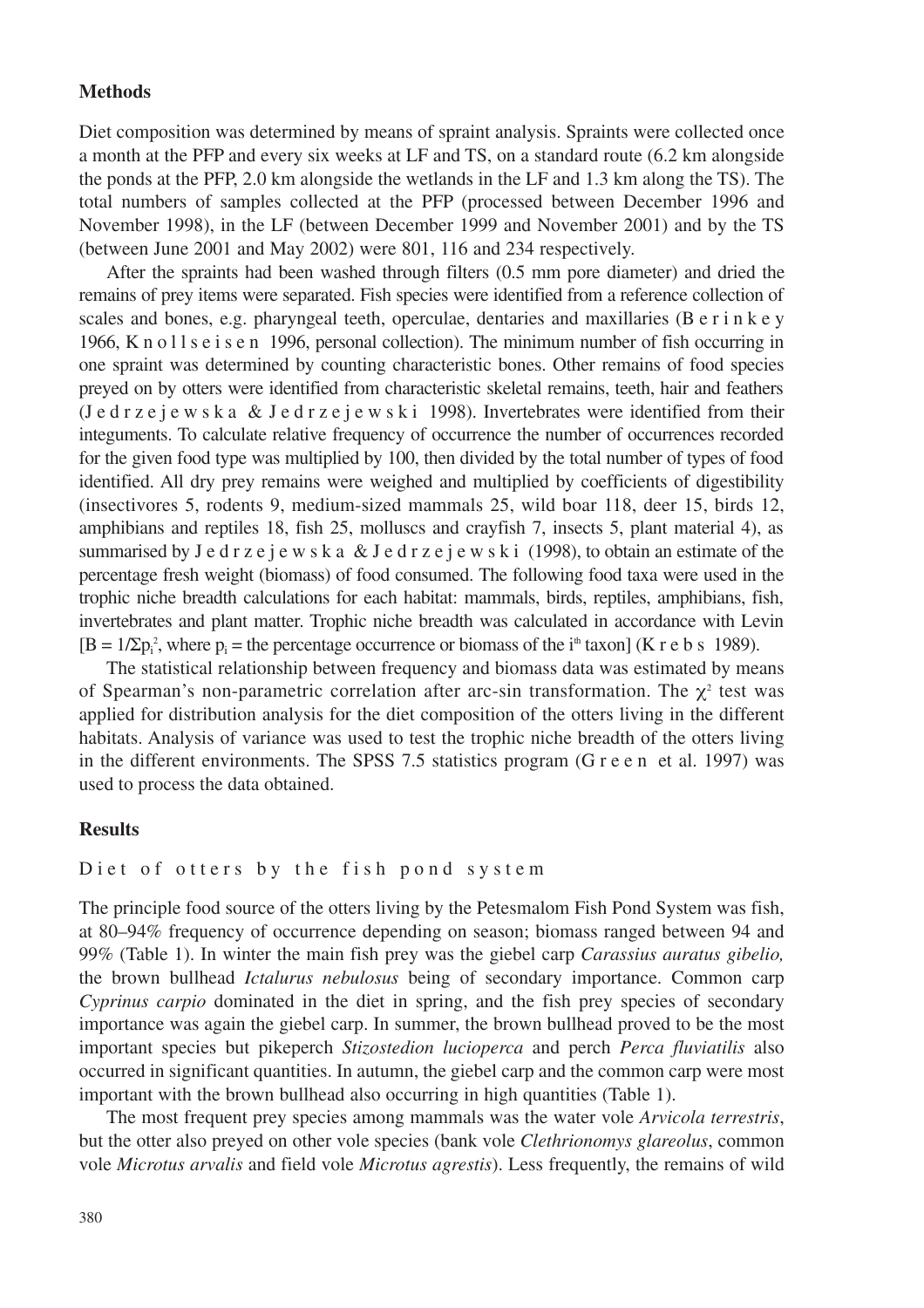## Methods

Diet composition was determined by means of spraint analysis. Spraints were collected once a month at the PFP and every six weeks at LF and TS, on a standard route (6.2 km alongside the ponds at the PFP, 2.0 km alongside the wetlands in the LF and 1.3 km along the TS). The total numbers of samples collected at the PFP (processed between December 1996 and November 1998), in the LF (between December 1999 and November 2001) and by the TS (between June 2001 and May 2002) were 801, 116 and 234 respectively.

After the spraints had been washed through filters (0.5 mm pore diameter) and dried the remains of prey items were separated. Fish species were identified from a reference collection of scales and bones, e.g. pharyngeal teeth, operculae, dentaries and maxillaries (Berinkey 1966, Knollseisen 1996, personal collection). The minimum number of fish occurring in one spraint was determined by counting characteristic bones. Other remains of food species preyed on by otters were identified from characteristic skeletal remains, teeth, hair and feathers (Jedrzejewska & Jedrzejewski 1998). Invertebrates were identified from their integuments. To calculate relative frequency of occurrence the number of occurrences recorded for the given food type was multiplied by 100, then divided by the total number of types of food identified. All dry prey remains were weighed and multiplied by coefficients of digestibility (insectivores 5, rodents 9, medium-sized mammals 25, wild boar 118, deer 15, birds 12, amphibians and reptiles 18, fish 25, molluscs and crayfish 7, insects 5, plant material 4), as summarised by Jedrzejewska & Jedrzejewski (1998), to obtain an estimate of the percentage fresh weight (biomass) of food consumed. The following food taxa were used in the trophic niche breadth calculations for each habitat: mammals, birds, reptiles, amphibians, fish, invertebrates and plant matter. Trophic niche breadth was calculated in accordance with Levin [$B = 1/\Sigma p_i^2$, where $p_i$ = the percentage occurrence or biomass of the $i^{th}$ taxon] (Krebs 1989).

The statistical relationship between frequency and biomass data was estimated by means of Spearman's non-parametric correlation after arc-sin transformation. The $\chi^2$ test was applied for distribution analysis for the diet composition of the otters living in the different habitats. Analysis of variance was used to test the trophic niche breadth of the otters living in the different environments. The SPSS 7.5 statistics program (Green et al. 1997) was used to process the data obtained.

## Results

### Diet of otters by the fish pond system

The principle food source of the otters living by the Petesmalom Fish Pond System was fish, at 80–94% frequency of occurrence depending on season; biomass ranged between 94 and 99% (Table 1). In winter the main fish prey was the giebel carp *Carassius auratus gibelio,* the brown bullhead *Ictalurus nebulosus* being of secondary importance. Common carp *Cyprinus carpio* dominated in the diet in spring, and the fish prey species of secondary importance was again the giebel carp. In summer, the brown bullhead proved to be the most important species but pikeperch *Stizostedion lucioperca* and perch *Perca fluviatilis* also occurred in significant quantities. In autumn, the giebel carp and the common carp were most important with the brown bullhead also occurring in high quantities (Table 1).

The most frequent prey species among mammals was the water vole *Arvicola terrestris*, but the otter also preyed on other vole species (bank vole *Clethrionomys glareolus*, common vole *Microtus arvalis* and field vole *Microtus agrestis*). Less frequently, the remains of wild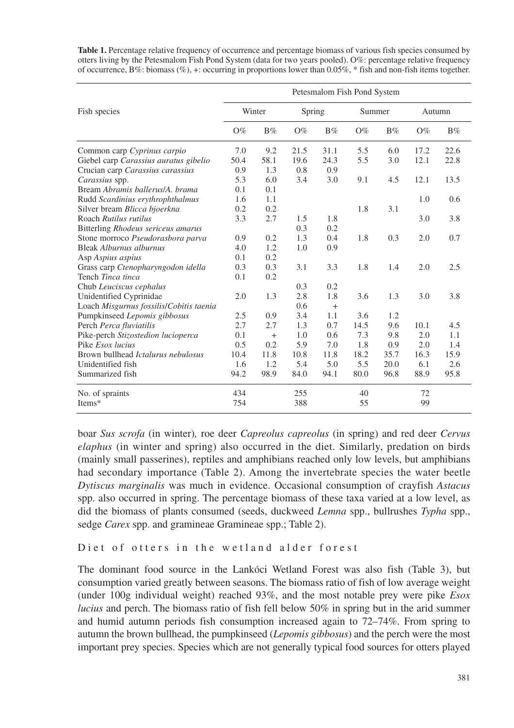**Table 1.** Percentage relative frequency of occurrence and percentage biomass of various fish species consumed by otters living by the Petesmalom Fish Pond System (data for two years pooled). O%: percentage relative frequency of occurrence, B%: biomass (%), +: occurring in proportions lower than 0.05%, * fish and non-fish items together.

| Fish species | Petesmalom Fish Pond System | | | | | | | |
|---|---|---|---|---|---|---|---|---|
| | Winter | | Spring | | Summer | | Autumn | |
| | O% | B% | O% | B% | O% | B% | O% | B% |
| Common carp *Cyprinus carpio* | 7.0 | 9.2 | 21.5 | 31.1 | 5.5 | 6.0 | 17.2 | 22.6 |
| Giebel carp *Carassius auratus gibelio* | 50.4 | 58.1 | 19.6 | 24.3 | 5.5 | 3.0 | 12.1 | 22.8 |
| Crucian carp *Carassius carassius* | 0.9 | 1.3 | 0.8 | 0.9 | | | | |
| *Carassius* spp. | 5.3 | 6.0 | 3.4 | 3.0 | 9.1 | 4.5 | 12.1 | 13.5 |
| Bream *Abramis ballerus*/*A. brama* | 0.1 | 0.1 | | | | | | |
| Rudd *Scardinius erythrophthalmus* | 1.6 | 1.1 | | | | | 1.0 | 0.6 |
| Silver bream *Blicca bjoerkna* | 0.2 | 0.2 | | | 1.8 | 3.1 | | |
| Roach *Rutilus rutilus* | 3.3 | 2.7 | 1.5 | 1.8 | | | 3.0 | 3.8 |
| Bitterling *Rhodeus sericeus amarus* | | | 0.3 | 0.2 | | | | |
| Stone morroco *Pseudorasbora parva* | 0.9 | 0.2 | 1.3 | 0.4 | 1.8 | 0.3 | 2.0 | 0.7 |
| Bleak *Alburnus alburnus* | 4.0 | 1.2 | 1.0 | 0.9 | | | | |
| Asp *Aspius aspius* | 0.1 | 0.2 | | | | | | |
| Grass carp *Ctenopharyngodon idella* | 0.3 | 0.3 | 3.1 | 3.3 | 1.8 | 1.4 | 2.0 | 2.5 |
| Tench *Tinca tinca* | 0.1 | 0.2 | | | | | | |
| Chub *Leuciscus cephalus* | | | 0.3 | 0.2 | | | | |
| Unidentified Cyprinidae | 2.0 | 1.3 | 2.8 | 1.8 | 3.6 | 1.3 | 3.0 | 3.8 |
| Loach *Misgurnus fossilis*/*Cobitis taenia* | | | 0.6 | + | | | | |
| Pumpkinseed *Lepomis gibbosus* | 2.5 | 0.9 | 3.4 | 1.1 | 3.6 | 1.2 | | |
| Perch *Perca fluviatilis* | 2.7 | 2.7 | 1.3 | 0.7 | 14.5 | 9.6 | 10.1 | 4.5 |
| Pike-perch *Stizostedion lucioperca* | 0.1 | + | 1.0 | 0.6 | 7.3 | 9.8 | 2.0 | 1.1 |
| Pike *Esox lucius* | 0.5 | 0.2 | 5.9 | 7.0 | 1.8 | 0.9 | 2.0 | 1.4 |
| Brown bullhead *Ictalurus nebulosus* | 10.4 | 11.8 | 10.8 | 11.8 | 18.2 | 35.7 | 16.3 | 15.9 |
| Unidentified fish | 1.6 | 1.2 | 5.4 | 5.0 | 5.5 | 20.0 | 6.1 | 2.6 |
| Summarized fish | 94.2 | 98.9 | 84.0 | 94.1 | 80.0 | 96.8 | 88.9 | 95.8 |
| No. of spraints | 434 | | 255 | | 40 | | 72 | |
| Items* | 754 | | 388 | | 55 | | 99 | |

boar *Sus scrofa* (in winter)*,* roe deer *Capreolus capreolus* (in spring) and red deer *Cervus elaphus* (in winter and spring) also occurred in the diet. Similarly, predation on birds (mainly small passerines), reptiles and amphibians reached only low levels, but amphibians had secondary importance (Table 2). Among the invertebrate species the water beetle *Dytiscus marginalis* was much in evidence. Occasional consumption of crayfish *Astacus* spp. also occurred in spring. The percentage biomass of these taxa varied at a low level, as did the biomass of plants consumed (seeds, duckweed *Lemna* spp., bullrushes *Typha* spp., sedge *Carex* spp. and gramineae Gramineae spp.; Table 2).

## Diet of otters in the wetland alder forest

The dominant food source in the Lankóci Wetland Forest was also fish (Table 3), but consumption varied greatly between seasons. The biomass ratio of fish of low average weight (under 100g individual weight) reached 93%, and the most notable prey were pike *Esox lucius* and perch. The biomass ratio of fish fell below 50% in spring but in the arid summer and humid autumn periods fish consumption increased again to 72–74%. From spring to autumn the brown bullhead, the pumpkinseed (*Lepomis gibbosus*) and the perch were the most important prey species. Species which are not generally typical food sources for otters played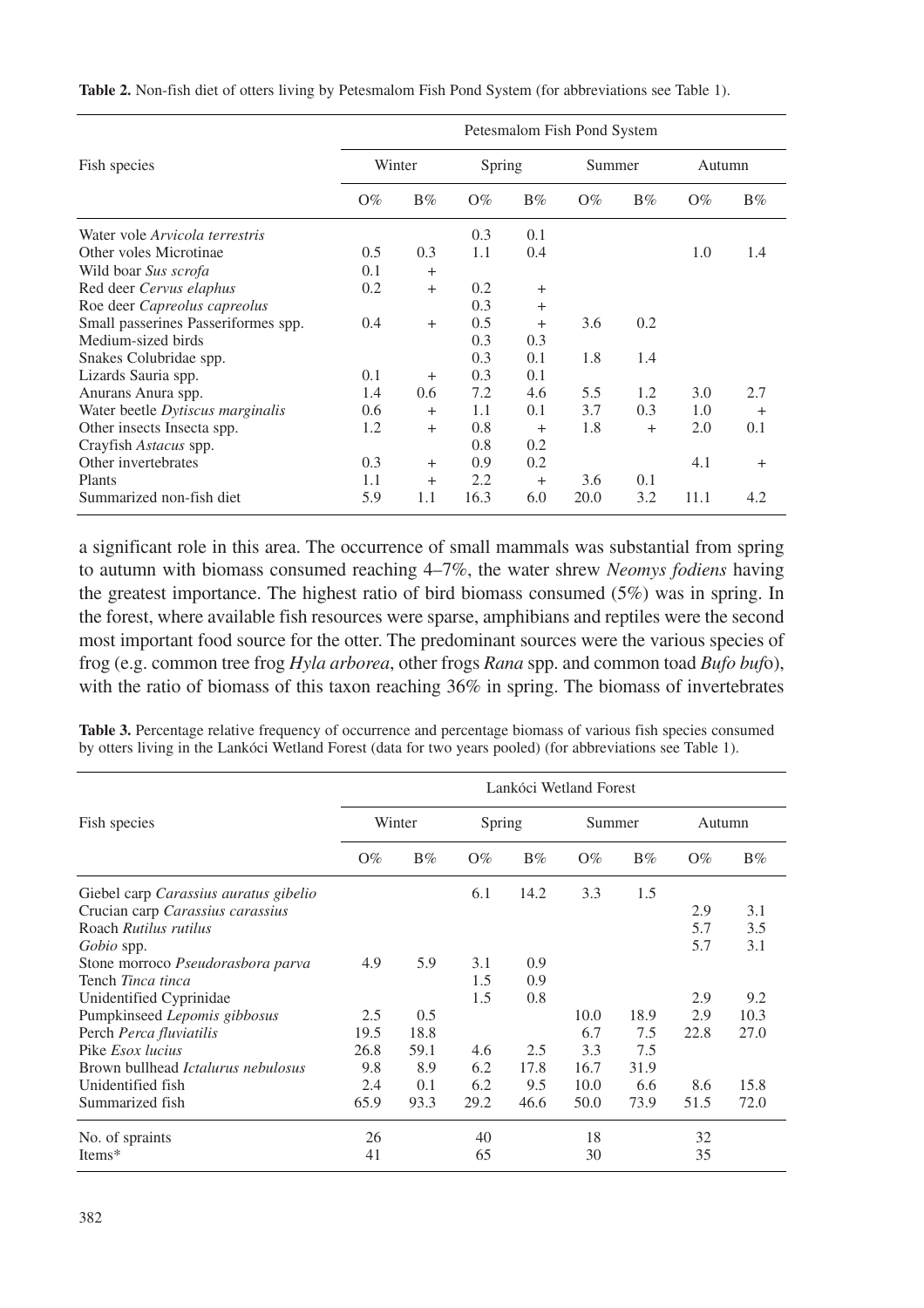**Table 2.** Non-fish diet of otters living by Petesmalom Fish Pond System (for abbreviations see Table 1).

| Fish species | Petesmalom Fish Pond System | | | | | | | |
|---|---|---|---|---|---|---|---|---|
| | Winter | | Spring | | Summer | | Autumn | |
| | O% | B% | O% | B% | O% | B% | O% | B% |
| Water vole *Arvicola terrestris* | | | 0.3 | 0.1 | | | | |
| Other voles Microtinae | 0.5 | 0.3 | 1.1 | 0.4 | | | 1.0 | 1.4 |
| Wild boar *Sus scrofa* | 0.1 | + | | | | | | |
| Red deer *Cervus elaphus* | 0.2 | + | 0.2 | + | | | | |
| Roe deer *Capreolus capreolus* | | | 0.3 | + | | | | |
| Small passerines Passeriformes spp. | 0.4 | + | 0.5 | + | 3.6 | 0.2 | | |
| Medium-sized birds | | | 0.3 | 0.3 | | | | |
| Snakes Colubridae spp. | | | 0.3 | 0.1 | 1.8 | 1.4 | | |
| Lizards Sauria spp. | 0.1 | + | 0.3 | 0.1 | | | | |
| Anurans Anura spp. | 1.4 | 0.6 | 7.2 | 4.6 | 5.5 | 1.2 | 3.0 | 2.7 |
| Water beetle *Dytiscus marginalis* | 0.6 | + | 1.1 | 0.1 | 3.7 | 0.3 | 1.0 | + |
| Other insects Insecta spp. | 1.2 | + | 0.8 | + | 1.8 | + | 2.0 | 0.1 |
| Crayfish *Astacus* spp. | | | 0.8 | 0.2 | | | | |
| Other invertebrates | 0.3 | + | 0.9 | 0.2 | | | 4.1 | + |
| Plants | 1.1 | + | 2.2 | + | 3.6 | 0.1 | | |
| Summarized non-fish diet | 5.9 | 1.1 | 16.3 | 6.0 | 20.0 | 3.2 | 11.1 | 4.2 |

a significant role in this area. The occurrence of small mammals was substantial from spring to autumn with biomass consumed reaching 4–7%, the water shrew *Neomys fodiens* having the greatest importance. The highest ratio of bird biomass consumed (5%) was in spring. In the forest, where available fish resources were sparse, amphibians and reptiles were the second most important food source for the otter. The predominant sources were the various species of frog (e.g. common tree frog *Hyla arborea*, other frogs *Rana* spp. and common toad *Bufo bufo*), with the ratio of biomass of this taxon reaching 36% in spring. The biomass of invertebrates

**Table 3.** Percentage relative frequency of occurrence and percentage biomass of various fish species consumed by otters living in the Lankóci Wetland Forest (data for two years pooled) (for abbreviations see Table 1).

| Fish species | Lankóci Wetland Forest | | | | | | | |
|---|---|---|---|---|---|---|---|---|
| | Winter | | Spring | | Summer | | Autumn | |
| | O% | B% | O% | B% | O% | B% | O% | B% |
| Giebel carp *Carassius auratus gibelio* | | | 6.1 | 14.2 | 3.3 | 1.5 | | |
| Crucian carp *Carassius carassius* | | | | | | | 2.9 | 3.1 |
| Roach *Rutilus rutilus* | | | | | | | 5.7 | 3.5 |
| *Gobio* spp. | | | | | | | 5.7 | 3.1 |
| Stone morroco *Pseudorasbora parva* | 4.9 | 5.9 | 3.1 | 0.9 | | | | |
| Tench *Tinca tinca* | | | 1.5 | 0.9 | | | | |
| Unidentified Cyprinidae | | | 1.5 | 0.8 | | | 2.9 | 9.2 |
| Pumpkinseed *Lepomis gibbosus* | 2.5 | 0.5 | | | 10.0 | 18.9 | 2.9 | 10.3 |
| Perch *Perca fluviatilis* | 19.5 | 18.8 | | | 6.7 | 7.5 | 22.8 | 27.0 |
| Pike *Esox lucius* | 26.8 | 59.1 | 4.6 | 2.5 | 3.3 | 7.5 | | |
| Brown bullhead *Ictalurus nebulosus* | 9.8 | 8.9 | 6.2 | 17.8 | 16.7 | 31.9 | | |
| Unidentified fish | 2.4 | 0.1 | 6.2 | 9.5 | 10.0 | 6.6 | 8.6 | 15.8 |
| Summarized fish | 65.9 | 93.3 | 29.2 | 46.6 | 50.0 | 73.9 | 51.5 | 72.0 |
| No. of spraints | 26 | | 40 | | 18 | | 32 | |
| Items* | 41 | | 65 | | 30 | | 35 | |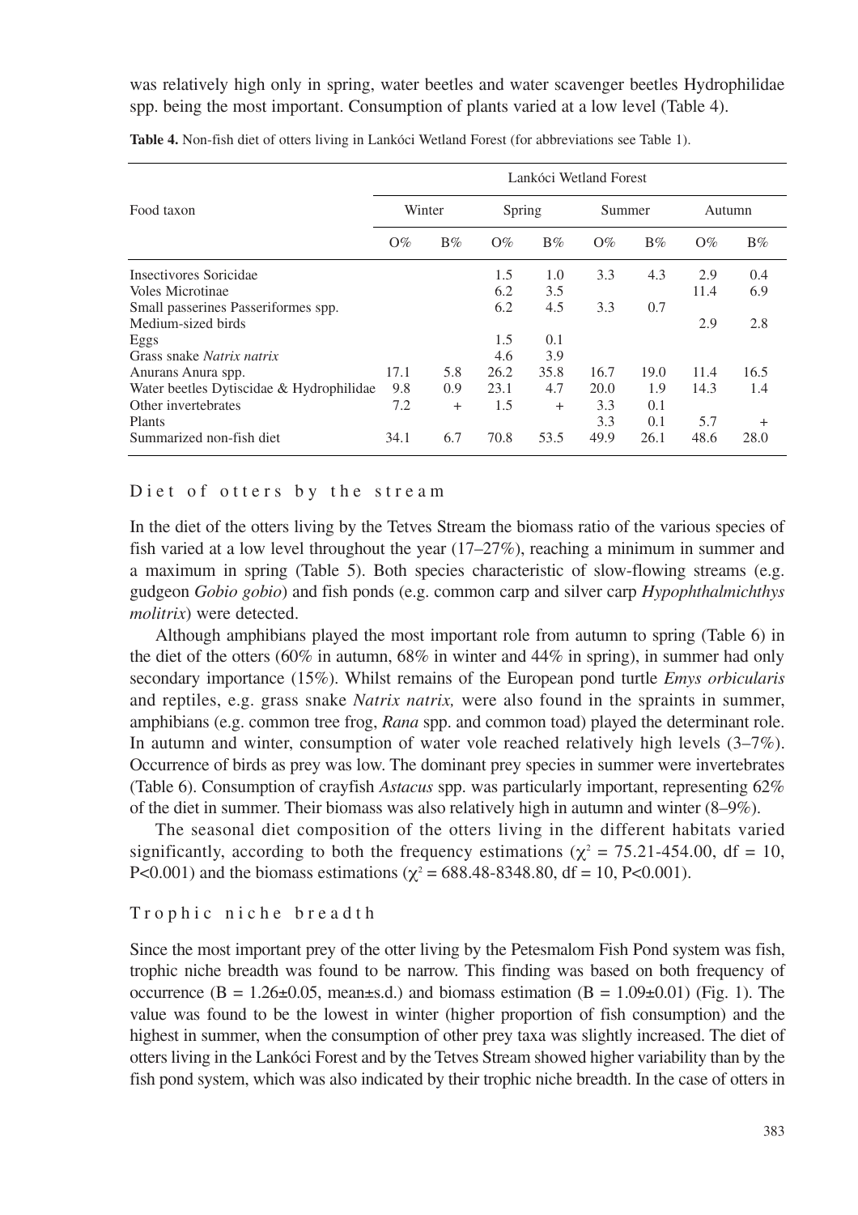was relatively high only in spring, water beetles and water scavenger beetles Hydrophilidae spp. being the most important. Consumption of plants varied at a low level (Table 4).

**Table 4.** Non-fish diet of otters living in Lankóci Wetland Forest (for abbreviations see Table 1).

| Food taxon | Lankóci Wetland Forest | | | | | | | |
|---|---|---|---|---|---|---|---|---|
| | Winter | | Spring | | Summer | | Autumn | |
| | O% | B% | O% | B% | O% | B% | O% | B% |
| Insectivores Soricidae | | | 1.5 | 1.0 | 3.3 | 4.3 | 2.9 | 0.4 |
| Voles Microtinae | | | 6.2 | 3.5 | | | 11.4 | 6.9 |
| Small passerines Passeriformes spp. | | | 6.2 | 4.5 | 3.3 | 0.7 | | |
| Medium-sized birds | | | | | | | 2.9 | 2.8 |
| Eggs | | | 1.5 | 0.1 | | | | |
| Grass snake *Natrix natrix* | | | 4.6 | 3.9 | | | | |
| Anurans Anura spp. | 17.1 | 5.8 | 26.2 | 35.8 | 16.7 | 19.0 | 11.4 | 16.5 |
| Water beetles Dytiscidae & Hydrophilidae | 9.8 | 0.9 | 23.1 | 4.7 | 20.0 | 1.9 | 14.3 | 1.4 |
| Other invertebrates | 7.2 | + | 1.5 | + | 3.3 | 0.1 | | |
| Plants | | | | | 3.3 | 0.1 | 5.7 | + |
| Summarized non-fish diet | 34.1 | 6.7 | 70.8 | 53.5 | 49.9 | 26.1 | 48.6 | 28.0 |

### Diet of otters by the stream

In the diet of the otters living by the Tetves Stream the biomass ratio of the various species of fish varied at a low level throughout the year (17–27%), reaching a minimum in summer and a maximum in spring (Table 5). Both species characteristic of slow-flowing streams (e.g. gudgeon *Gobio gobio*) and fish ponds (e.g. common carp and silver carp *Hypophthalmichthys molitrix*) were detected.

Although amphibians played the most important role from autumn to spring (Table 6) in the diet of the otters (60% in autumn, 68% in winter and 44% in spring), in summer had only secondary importance (15%). Whilst remains of the European pond turtle *Emys orbicularis* and reptiles, e.g. grass snake *Natrix natrix,* were also found in the spraints in summer, amphibians (e.g. common tree frog, *Rana* spp. and common toad) played the determinant role. In autumn and winter, consumption of water vole reached relatively high levels (3–7%). Occurrence of birds as prey was low. The dominant prey species in summer were invertebrates (Table 6). Consumption of crayfish *Astacus* spp. was particularly important, representing 62% of the diet in summer. Their biomass was also relatively high in autumn and winter (8–9%).

The seasonal diet composition of the otters living in the different habitats varied significantly, according to both the frequency estimations ($\chi^2$ = 75.21-454.00, df = 10, P<0.001) and the biomass estimations ($\chi^2$ = 688.48-8348.80, df = 10, P<0.001).

### Trophic niche breadth

Since the most important prey of the otter living by the Petesmalom Fish Pond system was fish, trophic niche breadth was found to be narrow. This finding was based on both frequency of occurrence (B = 1.26±0.05, mean±s.d.) and biomass estimation (B = 1.09±0.01) (Fig. 1). The value was found to be the lowest in winter (higher proportion of fish consumption) and the highest in summer, when the consumption of other prey taxa was slightly increased. The diet of otters living in the Lankóci Forest and by the Tetves Stream showed higher variability than by the fish pond system, which was also indicated by their trophic niche breadth. In the case of otters in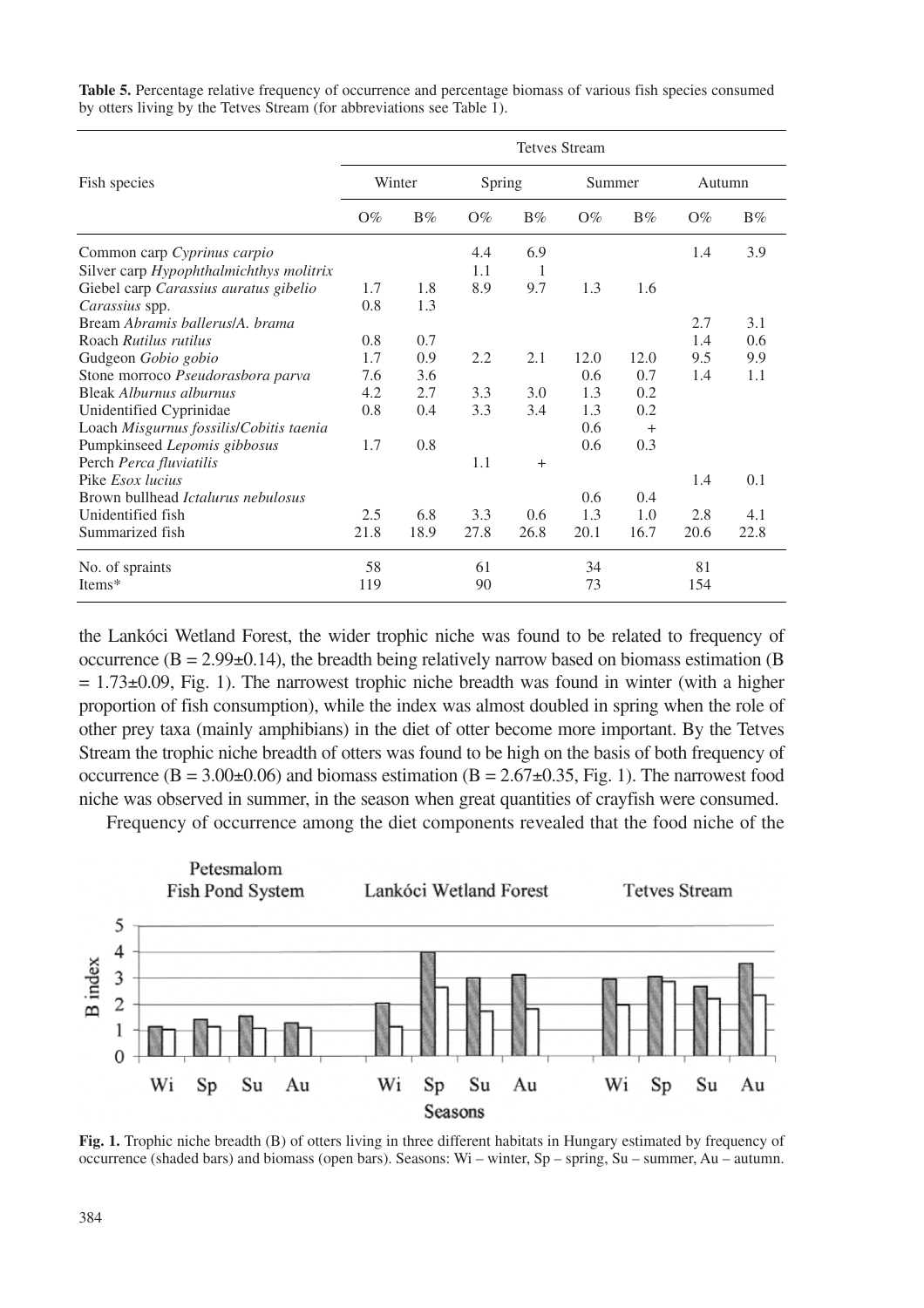**Table 5.** Percentage relative frequency of occurrence and percentage biomass of various fish species consumed by otters living by the Tetves Stream (for abbreviations see Table 1).

| Fish species | Tetves Stream | | | | | | | |
|---|---|---|---|---|---|---|---|---|
| | Winter | | Spring | | Summer | | Autumn | |
| | O% | B% | O% | B% | O% | B% | O% | B% |
| Common carp *Cyprinus carpio* | | | 4.4 | 6.9 | | | 1.4 | 3.9 |
| Silver carp *Hypophthalmichthys molitrix* | | | 1.1 | 1 | | | | |
| Giebel carp *Carassius auratus gibelio* | 1.7 | 1.8 | 8.9 | 9.7 | 1.3 | 1.6 | | |
| *Carassius* spp. | 0.8 | 1.3 | | | | | | |
| Bream *Abramis ballerus*/*A. brama* | | | | | | | 2.7 | 3.1 |
| Roach *Rutilus rutilus* | 0.8 | 0.7 | | | | | 1.4 | 0.6 |
| Gudgeon *Gobio gobio* | 1.7 | 0.9 | 2.2 | 2.1 | 12.0 | 12.0 | 9.5 | 9.9 |
| Stone morroco *Pseudorasbora parva* | 7.6 | 3.6 | | | 0.6 | 0.7 | 1.4 | 1.1 |
| Bleak *Alburnus alburnus* | 4.2 | 2.7 | 3.3 | 3.0 | 1.3 | 0.2 | | |
| Unidentified Cyprinidae | 0.8 | 0.4 | 3.3 | 3.4 | 1.3 | 0.2 | | |
| Loach *Misgurnus fossilis*/*Cobitis taenia* | | | | | 0.6 | + | | |
| Pumpkinseed *Lepomis gibbosus* | 1.7 | 0.8 | | | 0.6 | 0.3 | | |
| Perch *Perca fluviatilis* | | | 1.1 | + | | | | |
| Pike *Esox lucius* | | | | | | | 1.4 | 0.1 |
| Brown bullhead *Ictalurus nebulosus* | | | | | 0.6 | 0.4 | | |
| Unidentified fish | 2.5 | 6.8 | 3.3 | 0.6 | 1.3 | 1.0 | 2.8 | 4.1 |
| Summarized fish | 21.8 | 18.9 | 27.8 | 26.8 | 20.1 | 16.7 | 20.6 | 22.8 |
| No. of spraints | 58 | | 61 | | 34 | | 81 | |
| Items* | 119 | | 90 | | 73 | | 154 | |

the Lankóci Wetland Forest, the wider trophic niche was found to be related to frequency of occurrence (B = 2.99±0.14), the breadth being relatively narrow based on biomass estimation (B = 1.73±0.09, Fig. 1). The narrowest trophic niche breadth was found in winter (with a higher proportion of fish consumption), while the index was almost doubled in spring when the role of other prey taxa (mainly amphibians) in the diet of otter become more important. By the Tetves Stream the trophic niche breadth of otters was found to be high on the basis of both frequency of occurrence (B = 3.00±0.06) and biomass estimation (B = 2.67±0.35, Fig. 1). The narrowest food niche was observed in summer, in the season when great quantities of crayfish were consumed.

Frequency of occurrence among the diet components revealed that the food niche of the

**Fig. 1.** Trophic niche breadth (B) of otters living in three different habitats in Hungary estimated by frequency of occurrence (shaded bars) and biomass (open bars). Seasons: Wi – winter, Sp – spring, Su – summer, Au – autumn.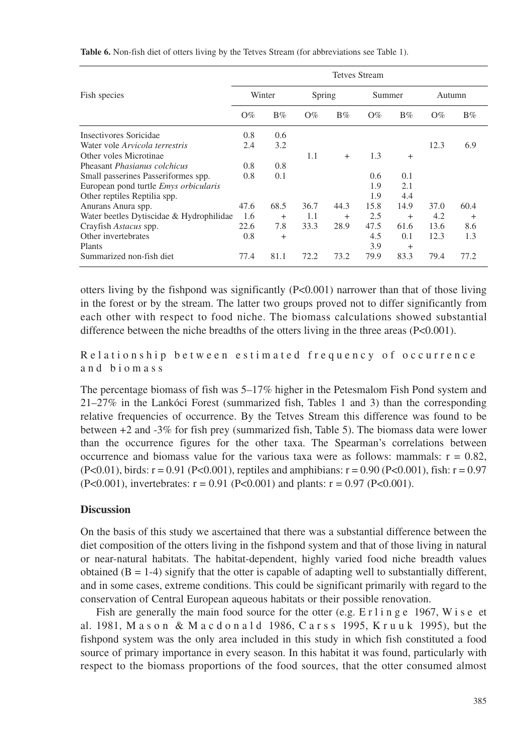**Table 6.** Non-fish diet of otters living by the Tetves Stream (for abbreviations see Table 1).

| Fish species | Tetves Stream | | | | | | | |
|---|---|---|---|---|---|---|---|---|
| | Winter | | Spring | | Summer | | Autumn | |
| | O% | B% | O% | B% | O% | B% | O% | B% |
| Insectivores Soricidae | 0.8 | 0.6 | | | | | | |
| Water vole *Arvicola terrestris* | 2.4 | 3.2 | | | | | 12.3 | 6.9 |
| Other voles Microtinae | | | 1.1 | + | 1.3 | + | | |
| Pheasant *Phasianus colchicus* | 0.8 | 0.8 | | | | | | |
| Small passerines Passeriformes spp. | 0.8 | 0.1 | | | 0.6 | 0.1 | | |
| European pond turtle *Emys orbicularis* | | | | | 1.9 | 2.1 | | |
| Other reptiles Reptilia spp. | | | | | 1.9 | 4.4 | | |
| Anurans Anura spp. | 47.6 | 68.5 | 36.7 | 44.3 | 15.8 | 14.9 | 37.0 | 60.4 |
| Water beetles Dytiscidae & Hydrophilidae | 1.6 | + | 1.1 | + | 2.5 | + | 4.2 | + |
| Crayfish *Astacus* spp. | 22.6 | 7.8 | 33.3 | 28.9 | 47.5 | 61.6 | 13.6 | 8.6 |
| Other invertebrates | 0.8 | + | | | 4.5 | 0.1 | 12.3 | 1.3 |
| Plants | | | | | 3.9 | + | | |
| Summarized non-fish diet | 77.4 | 81.1 | 72.2 | 73.2 | 79.9 | 83.3 | 79.4 | 77.2 |

otters living by the fishpond was significantly ($P<0.001$) narrower than that of those living in the forest or by the stream. The latter two groups proved not to differ significantly from each other with respect to food niche. The biomass calculations showed substantial difference between the niche breadths of the otters living in the three areas ($P<0.001$).

### Relationship between estimated frequency of occurrence and biomass

The percentage biomass of fish was 5–17% higher in the Petesmalom Fish Pond system and 21–27% in the Lankóci Forest (summarized fish, Tables 1 and 3) than the corresponding relative frequencies of occurrence. By the Tetves Stream this difference was found to be between +2 and -3% for fish prey (summarized fish, Table 5). The biomass data were lower than the occurrence figures for the other taxa. The Spearman's correlations between occurrence and biomass value for the various taxa were as follows: mammals: $r = 0.82$, ($P<0.01$), birds: $r = 0.91$ ($P<0.001$), reptiles and amphibians: $r = 0.90$ ($P<0.001$), fish: $r = 0.97$ ($P<0.001$), invertebrates: $r = 0.91$ ($P<0.001$) and plants: $r = 0.97$ ($P<0.001$).

## Discussion

On the basis of this study we ascertained that there was a substantial difference between the diet composition of the otters living in the fishpond system and that of those living in natural or near-natural habitats. The habitat-dependent, highly varied food niche breadth values obtained ($B = 1$-$4$) signify that the otter is capable of adapting well to substantially different, and in some cases, extreme conditions. This could be significant primarily with regard to the conservation of Central European aqueous habitats or their possible renovation.

Fish are generally the main food source for the otter (e.g. Erlinge 1967, Wise et al. 1981, Mason & Macdonald 1986, Carss 1995, Kruuk 1995), but the fishpond system was the only area included in this study in which fish constituted a food source of primary importance in every season. In this habitat it was found, particularly with respect to the biomass proportions of the food sources, that the otter consumed almost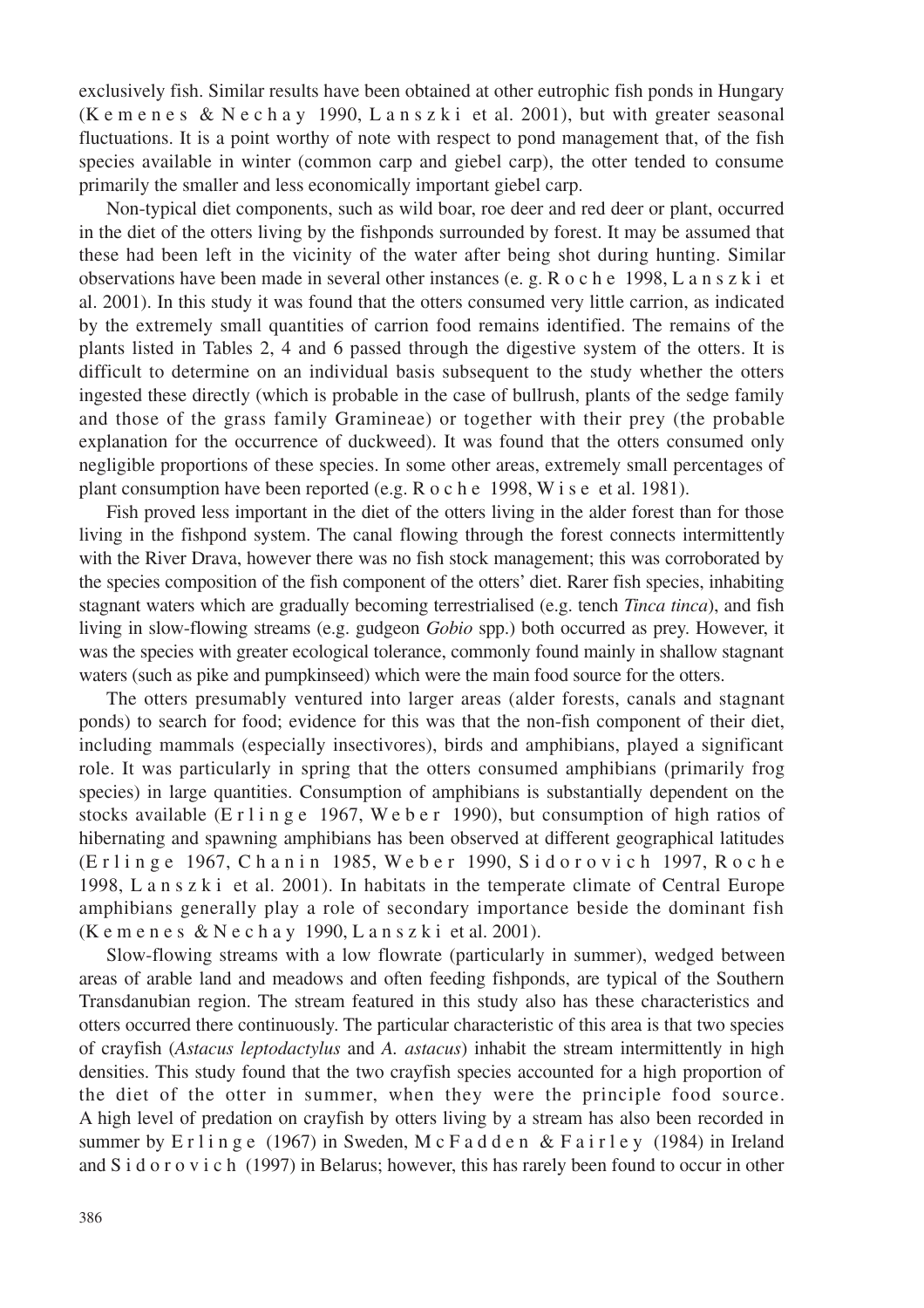exclusively fish. Similar results have been obtained at other eutrophic fish ponds in Hungary (Kemenes & Nechay 1990, Lanszki et al. 2001), but with greater seasonal fluctuations. It is a point worthy of note with respect to pond management that, of the fish species available in winter (common carp and giebel carp), the otter tended to consume primarily the smaller and less economically important giebel carp.

Non-typical diet components, such as wild boar, roe deer and red deer or plant, occurred in the diet of the otters living by the fishponds surrounded by forest. It may be assumed that these had been left in the vicinity of the water after being shot during hunting. Similar observations have been made in several other instances (e. g. Roche 1998, Lanszki et al. 2001). In this study it was found that the otters consumed very little carrion, as indicated by the extremely small quantities of carrion food remains identified. The remains of the plants listed in Tables 2, 4 and 6 passed through the digestive system of the otters. It is difficult to determine on an individual basis subsequent to the study whether the otters ingested these directly (which is probable in the case of bullrush, plants of the sedge family and those of the grass family Gramineae) or together with their prey (the probable explanation for the occurrence of duckweed). It was found that the otters consumed only negligible proportions of these species. In some other areas, extremely small percentages of plant consumption have been reported (e.g. Roche 1998, Wise et al. 1981).

Fish proved less important in the diet of the otters living in the alder forest than for those living in the fishpond system. The canal flowing through the forest connects intermittently with the River Drava, however there was no fish stock management; this was corroborated by the species composition of the fish component of the otters' diet. Rarer fish species, inhabiting stagnant waters which are gradually becoming terrestrialised (e.g. tench *Tinca tinca*), and fish living in slow-flowing streams (e.g. gudgeon *Gobio* spp.) both occurred as prey. However, it was the species with greater ecological tolerance, commonly found mainly in shallow stagnant waters (such as pike and pumpkinseed) which were the main food source for the otters.

The otters presumably ventured into larger areas (alder forests, canals and stagnant ponds) to search for food; evidence for this was that the non-fish component of their diet, including mammals (especially insectivores), birds and amphibians, played a significant role. It was particularly in spring that the otters consumed amphibians (primarily frog species) in large quantities. Consumption of amphibians is substantially dependent on the stocks available (Erlinge 1967, Weber 1990), but consumption of high ratios of hibernating and spawning amphibians has been observed at different geographical latitudes (Erlinge 1967, Chanin 1985, Weber 1990, Sidorovich 1997, Roche 1998, Lanszki et al. 2001). In habitats in the temperate climate of Central Europe amphibians generally play a role of secondary importance beside the dominant fish (Kemenes & Nechay 1990, Lanszki et al. 2001).

Slow-flowing streams with a low flowrate (particularly in summer), wedged between areas of arable land and meadows and often feeding fishponds, are typical of the Southern Transdanubian region. The stream featured in this study also has these characteristics and otters occurred there continuously. The particular characteristic of this area is that two species of crayfish (*Astacus leptodactylus* and *A. astacus*) inhabit the stream intermittently in high densities. This study found that the two crayfish species accounted for a high proportion of the diet of the otter in summer, when they were the principle food source. A high level of predation on crayfish by otters living by a stream has also been recorded in summer by Erlinge (1967) in Sweden, McFadden & Fairley (1984) in Ireland and Sidorovich (1997) in Belarus; however, this has rarely been found to occur in other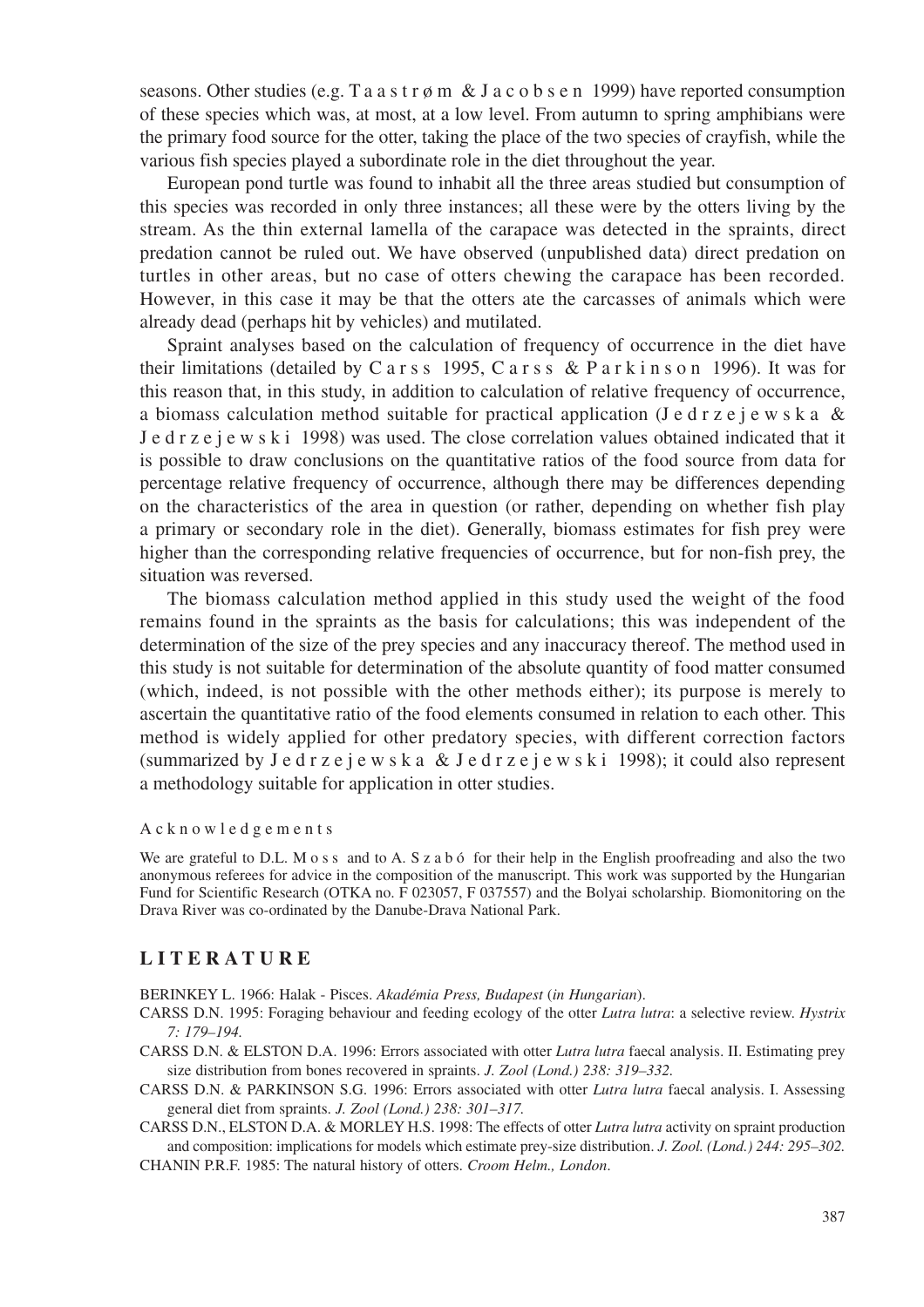seasons. Other studies (e.g. Taastrøm & Jacobsen 1999) have reported consumption of these species which was, at most, at a low level. From autumn to spring amphibians were the primary food source for the otter, taking the place of the two species of crayfish, while the various fish species played a subordinate role in the diet throughout the year.

European pond turtle was found to inhabit all the three areas studied but consumption of this species was recorded in only three instances; all these were by the otters living by the stream. As the thin external lamella of the carapace was detected in the spraints, direct predation cannot be ruled out. We have observed (unpublished data) direct predation on turtles in other areas, but no case of otters chewing the carapace has been recorded. However, in this case it may be that the otters ate the carcasses of animals which were already dead (perhaps hit by vehicles) and mutilated.

Spraint analyses based on the calculation of frequency of occurrence in the diet have their limitations (detailed by Carss 1995, Carss & Parkinson 1996). It was for this reason that, in this study, in addition to calculation of relative frequency of occurrence, a biomass calculation method suitable for practical application (Jedrzejewska & Jedrzejewski 1998) was used. The close correlation values obtained indicated that it is possible to draw conclusions on the quantitative ratios of the food source from data for percentage relative frequency of occurrence, although there may be differences depending on the characteristics of the area in question (or rather, depending on whether fish play a primary or secondary role in the diet). Generally, biomass estimates for fish prey were higher than the corresponding relative frequencies of occurrence, but for non-fish prey, the situation was reversed.

The biomass calculation method applied in this study used the weight of the food remains found in the spraints as the basis for calculations; this was independent of the determination of the size of the prey species and any inaccuracy thereof. The method used in this study is not suitable for determination of the absolute quantity of food matter consumed (which, indeed, is not possible with the other methods either); its purpose is merely to ascertain the quantitative ratio of the food elements consumed in relation to each other. This method is widely applied for other predatory species, with different correction factors (summarized by Jedrzejewska & Jedrzejewski 1998); it could also represent a methodology suitable for application in otter studies.

Acknowledgements

We are grateful to D.L. Moss and to A. Szabó for their help in the English proofreading and also the two anonymous referees for advice in the composition of the manuscript. This work was supported by the Hungarian Fund for Scientific Research (OTKA no. F 023057, F 037557) and the Bolyai scholarship. Biomonitoring on the Drava River was co-ordinated by the Danube-Drava National Park.

## LITERATURE

BERINKEY L. 1966: Halak - Pisces. *Akadémia Press, Budapest* (*in Hungarian*).

CARSS D.N. 1995: Foraging behaviour and feeding ecology of the otter *Lutra lutra*: a selective review. *Hystrix 7: 179–194.*

CARSS D.N. & ELSTON D.A. 1996: Errors associated with otter *Lutra lutra* faecal analysis. II. Estimating prey size distribution from bones recovered in spraints. *J. Zool (Lond.) 238: 319–332.*

CARSS D.N. & PARKINSON S.G. 1996: Errors associated with otter *Lutra lutra* faecal analysis. I. Assessing general diet from spraints. *J. Zool (Lond.) 238: 301–317.*

CARSS D.N., ELSTON D.A. & MORLEY H.S. 1998: The effects of otter *Lutra lutra* activity on spraint production and composition: implications for models which estimate prey-size distribution. *J. Zool. (Lond.) 244: 295–302.*

CHANIN P.R.F. 1985: The natural history of otters. *Croom Helm., London*.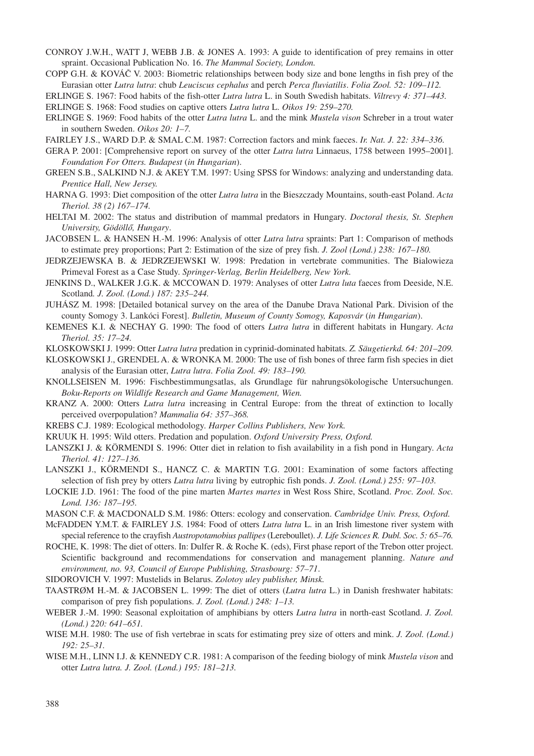CONROY J.W.H., WATT J, WEBB J.B. & JONES A. 1993: A guide to identification of prey remains in otter spraint. Occasional Publication No. 16. *The Mammal Society, London.*

COPP G.H. & KOVÁČ V. 2003: Biometric relationships between body size and bone lengths in fish prey of the Eurasian otter *Lutra lutra*: chub *Leuciscus cephalus* and perch *Perca fluviatilis*. *Folia Zool. 52: 109–112.*

ERLINGE S. 1967: Food habits of the fish-otter *Lutra lutra* L. in South Swedish habitats. *Viltrevy 4: 371–443.*

ERLINGE S. 1968: Food studies on captive otters *Lutra lutra* L. *Oikos 19: 259–270.*

ERLINGE S. 1969: Food habits of the otter *Lutra lutra* L. and the mink *Mustela vison* Schreber in a trout water in southern Sweden. *Oikos 20: 1–7.*

FAIRLEY J.S., WARD D.P. & SMAL C.M. 1987: Correction factors and mink faeces. *Ir. Nat. J. 22: 334–336.*

GERA P. 2001: [Comprehensive report on survey of the otter *Lutra lutra* Linnaeus, 1758 between 1995–2001]. *Foundation For Otters. Budapest* (*in Hungarian*).

GREEN S.B., SALKIND N.J. & AKEY T.M. 1997: Using SPSS for Windows: analyzing and understanding data. *Prentice Hall, New Jersey.*

HARNA G. 1993: Diet composition of the otter *Lutra lutra* in the Bieszczady Mountains, south-east Poland. *Acta Theriol. 38 (2) 167–174.*

HELTAI M. 2002: The status and distribution of mammal predators in Hungary. *Doctoral thesis, St. Stephen University, Gödöllő, Hungary*.

JACOBSEN L. & HANSEN H.-M. 1996: Analysis of otter *Lutra lutra* spraints: Part 1: Comparison of methods to estimate prey proportions; Part 2: Estimation of the size of prey fish. *J. Zool (Lond.) 238: 167–180.*

JEDRZEJEWSKA B. & JEDRZEJEWSKI W. 1998: Predation in vertebrate communities. The Bialowieza Primeval Forest as a Case Study. *Springer-Verlag, Berlin Heidelberg, New York.*

JENKINS D., WALKER J.G.K. & MCCOWAN D. 1979: Analyses of otter *Lutra luta* faeces from Deeside, N.E. Scotland. *J. Zool. (Lond.) 187: 235–244.*

JUHÁSZ M. 1998: [Detailed botanical survey on the area of the Danube Drava National Park. Division of the county Somogy 3. Lankóci Forest]. *Bulletin, Museum of County Somogy, Kaposvár* (*in Hungarian*).

KEMENES K.I. & NECHAY G. 1990: The food of otters *Lutra lutra* in different habitats in Hungary. *Acta Theriol. 35: 17–24.*

KLOSKOWSKI J. 1999: Otter *Lutra lutra* predation in cyprinid-dominated habitats. *Z. Säugetierkd. 64: 201–209.*

KLOSKOWSKI J., GRENDEL A. & WRONKA M. 2000: The use of fish bones of three farm fish species in diet analysis of the Eurasian otter, *Lutra lutra*. *Folia Zool. 49: 183–190.*

KNOLLSEISEN M. 1996: Fischbestimmungsatlas, als Grundlage für nahrungsökologische Untersuchungen. *Boku-Reports on Wildlife Research and Game Management, Wien.*

KRANZ A. 2000: Otters *Lutra lutra* increasing in Central Europe: from the threat of extinction to locally perceived overpopulation? *Mammalia 64: 357–368.*

KREBS C.J. 1989: Ecological methodology. *Harper Collins Publishers, New York.*

KRUUK H. 1995: Wild otters. Predation and population. *Oxford University Press, Oxford.*

LANSZKI J. & KÖRMENDI S. 1996: Otter diet in relation to fish availability in a fish pond in Hungary. *Acta Theriol. 41: 127–136.*

LANSZKI J., KÖRMENDI S., HANCZ C. & MARTIN T.G. 2001: Examination of some factors affecting selection of fish prey by otters *Lutra lutra* living by eutrophic fish ponds. *J. Zool. (Lond.) 255: 97–103.*

LOCKIE J.D. 1961: The food of the pine marten *Martes martes* in West Ross Shire, Scotland. *Proc. Zool. Soc. Lond. 136: 187–195.*

MASON C.F. & MACDONALD S.M. 1986: Otters: ecology and conservation. *Cambridge Univ. Press, Oxford.*

McFADDEN Y.M.T. & FAIRLEY J.S. 1984: Food of otters *Lutra lutra* L. in an Irish limestone river system with special reference to the crayfish *Austropotamobius pallipes* (Lereboullet). *J. Life Sciences R. Dubl. Soc. 5: 65–76.*

ROCHE, K. 1998: The diet of otters. In: Dulfer R. & Roche K. (eds), First phase report of the Trebon otter project. Scientific background and recommendations for conservation and management planning. *Nature and environment, no. 93, Council of Europe Publishing, Strasbourg: 57–71*.

SIDOROVICH V. 1997: Mustelids in Belarus. *Zolotoy uley publisher, Minsk.*

TAASTRØM H.-M. & JACOBSEN L. 1999: The diet of otters (*Lutra lutra* L.) in Danish freshwater habitats: comparison of prey fish populations. *J. Zool. (Lond.) 248: 1–13.*

WEBER J.-M. 1990: Seasonal exploitation of amphibians by otters *Lutra lutra* in north-east Scotland. *J. Zool. (Lond.) 220: 641–651.*

WISE M.H. 1980: The use of fish vertebrae in scats for estimating prey size of otters and mink. *J. Zool. (Lond.) 192: 25–31.*

WISE M.H., LINN I.J. & KENNEDY C.R. 1981: A comparison of the feeding biology of mink *Mustela vison* and otter *Lutra lutra. J. Zool. (Lond.) 195: 181–213.*